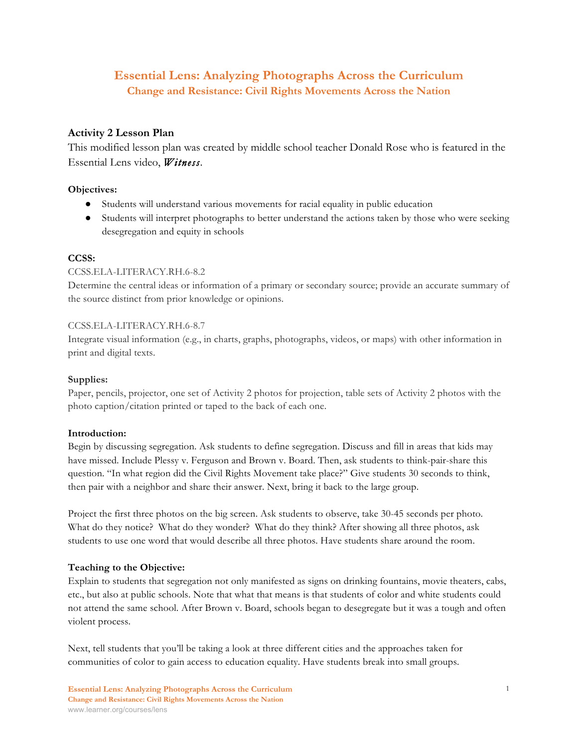# Essential Lens: Analyzing Photographs Across the Curriculum

## Change and Resistance: Civil Rights Movements Across the Nation

### Activity 2 Lesson Plan

This modified lesson plan was created by middle school teacher Donald Rose who is featured in the Essential Lens video, ***Witness***.

**Objectives:**

- Students will understand various movements for racial equality in public education
- Students will interpret photographs to better understand the actions taken by those who were seeking desegregation and equity in schools

**CCSS:**

CCSS.ELA-LITERACY.RH.6-8.2
Determine the central ideas or information of a primary or secondary source; provide an accurate summary of the source distinct from prior knowledge or opinions.

CCSS.ELA-LITERACY.RH.6-8.7
Integrate visual information (e.g., in charts, graphs, photographs, videos, or maps) with other information in print and digital texts.

**Supplies:**

Paper, pencils, projector, one set of Activity 2 photos for projection, table sets of Activity 2 photos with the photo caption/citation printed or taped to the back of each one.

**Introduction:**

Begin by discussing segregation. Ask students to define segregation. Discuss and fill in areas that kids may have missed. Include Plessy v. Ferguson and Brown v. Board. Then, ask students to think-pair-share this question. "In what region did the Civil Rights Movement take place?" Give students 30 seconds to think, then pair with a neighbor and share their answer. Next, bring it back to the large group.

Project the first three photos on the big screen. Ask students to observe, take 30-45 seconds per photo. What do they notice? What do they wonder? What do they think? After showing all three photos, ask students to use one word that would describe all three photos. Have students share around the room.

**Teaching to the Objective:**

Explain to students that segregation not only manifested as signs on drinking fountains, movie theaters, cabs, etc., but also at public schools. Note that what that means is that students of color and white students could not attend the same school. After Brown v. Board, schools began to desegregate but it was a tough and often violent process.

Next, tell students that you'll be taking a look at three different cities and the approaches taken for communities of color to gain access to education equality. Have students break into small groups.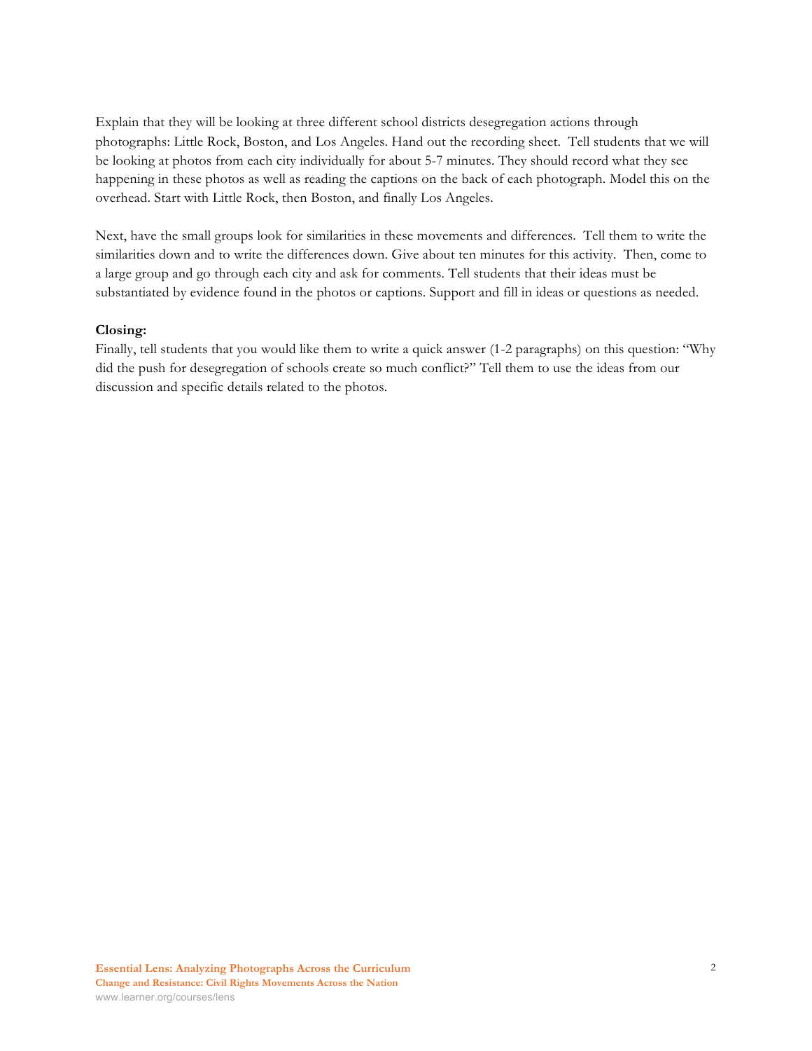Explain that they will be looking at three different school districts desegregation actions through photographs: Little Rock, Boston, and Los Angeles. Hand out the recording sheet. Tell students that we will be looking at photos from each city individually for about 5-7 minutes. They should record what they see happening in these photos as well as reading the captions on the back of each photograph. Model this on the overhead. Start with Little Rock, then Boston, and finally Los Angeles.

Next, have the small groups look for similarities in these movements and differences. Tell them to write the similarities down and to write the differences down. Give about ten minutes for this activity. Then, come to a large group and go through each city and ask for comments. Tell students that their ideas must be substantiated by evidence found in the photos or captions. Support and fill in ideas or questions as needed.

**Closing:**

Finally, tell students that you would like them to write a quick answer (1-2 paragraphs) on this question: "Why did the push for desegregation of schools create so much conflict?" Tell them to use the ideas from our discussion and specific details related to the photos.